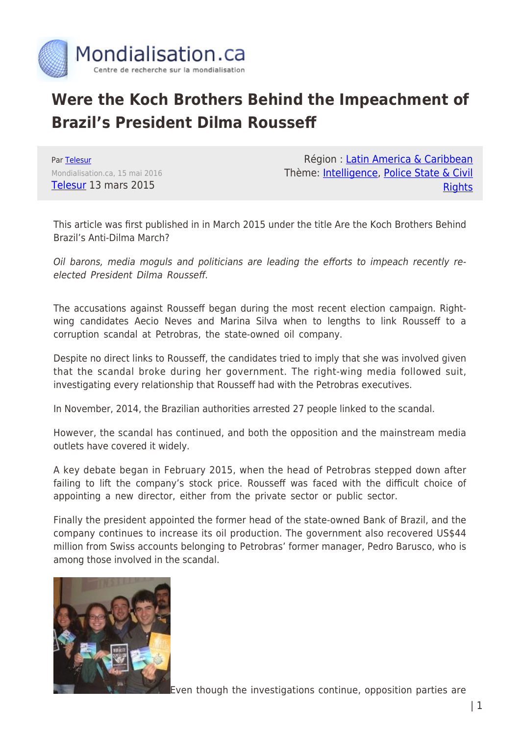# Were the Koch Brothers Behind the Impeachment of Brazil's President Dilma Rousseff

Par Telesur
Mondialisation.ca, 15 mai 2016
Telesur 13 mars 2015

Région : Latin America & Caribbean
Thème: Intelligence, Police State & Civil Rights

This article was first published in in March 2015 under the title Are the Koch Brothers Behind Brazil's Anti-Dilma March?

*Oil barons, media moguls and politicians are leading the efforts to impeach recently re-elected President Dilma Rousseff.*

The accusations against Rousseff began during the most recent election campaign. Right-wing candidates Aecio Neves and Marina Silva when to lengths to link Rousseff to a corruption scandal at Petrobras, the state-owned oil company.

Despite no direct links to Rousseff, the candidates tried to imply that she was involved given that the scandal broke during her government. The right-wing media followed suit, investigating every relationship that Rousseff had with the Petrobras executives.

In November, 2014, the Brazilian authorities arrested 27 people linked to the scandal.

However, the scandal has continued, and both the opposition and the mainstream media outlets have covered it widely.

A key debate began in February 2015, when the head of Petrobras stepped down after failing to lift the company's stock price. Rousseff was faced with the difficult choice of appointing a new director, either from the private sector or public sector.

Finally the president appointed the former head of the state-owned Bank of Brazil, and the company continues to increase its oil production. The government also recovered US$44 million from Swiss accounts belonging to Petrobras' former manager, Pedro Barusco, who is among those involved in the scandal.

Even though the investigations continue, opposition parties are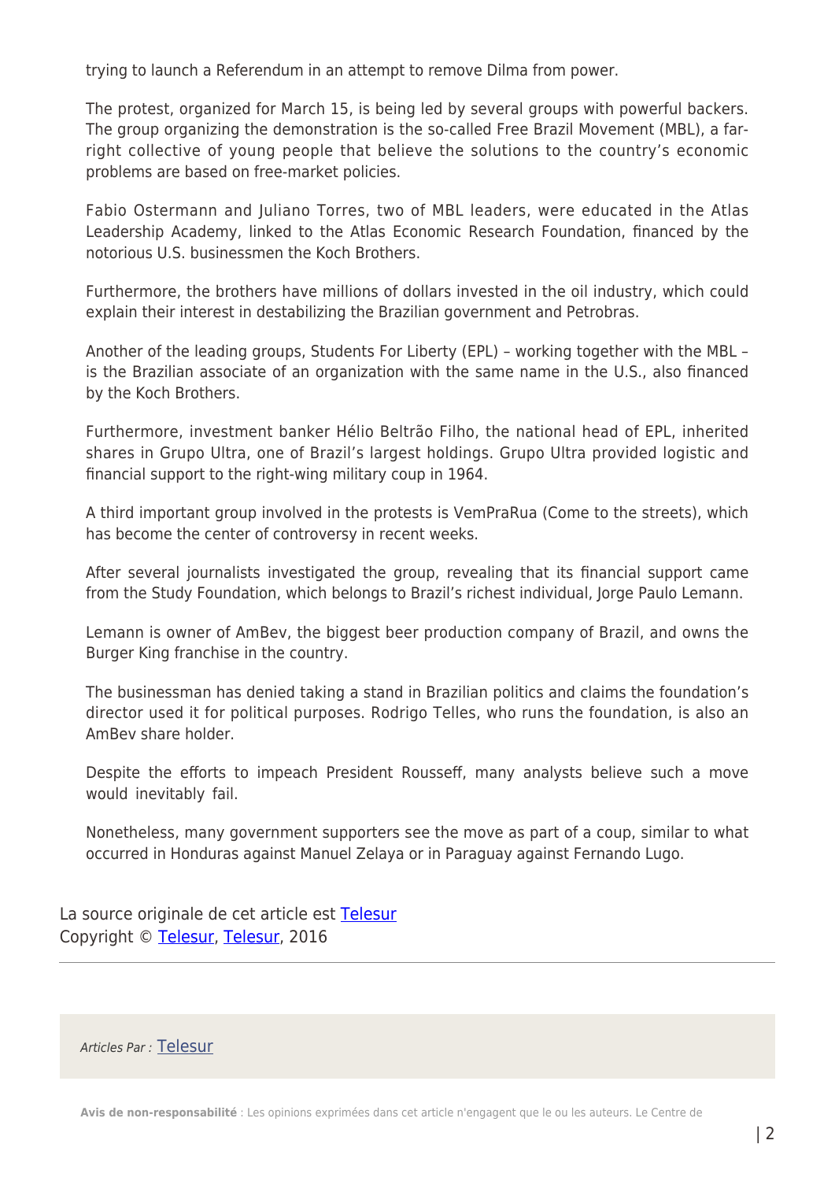trying to launch a Referendum in an attempt to remove Dilma from power.

The protest, organized for March 15, is being led by several groups with powerful backers. The group organizing the demonstration is the so-called Free Brazil Movement (MBL), a far-right collective of young people that believe the solutions to the country's economic problems are based on free-market policies.

Fabio Ostermann and Juliano Torres, two of MBL leaders, were educated in the Atlas Leadership Academy, linked to the Atlas Economic Research Foundation, financed by the notorious U.S. businessmen the Koch Brothers.

Furthermore, the brothers have millions of dollars invested in the oil industry, which could explain their interest in destabilizing the Brazilian government and Petrobras.

Another of the leading groups, Students For Liberty (EPL) – working together with the MBL – is the Brazilian associate of an organization with the same name in the U.S., also financed by the Koch Brothers.

Furthermore, investment banker Hélio Beltrão Filho, the national head of EPL, inherited shares in Grupo Ultra, one of Brazil's largest holdings. Grupo Ultra provided logistic and financial support to the right-wing military coup in 1964.

A third important group involved in the protests is VemPraRua (Come to the streets), which has become the center of controversy in recent weeks.

After several journalists investigated the group, revealing that its financial support came from the Study Foundation, which belongs to Brazil's richest individual, Jorge Paulo Lemann.

Lemann is owner of AmBev, the biggest beer production company of Brazil, and owns the Burger King franchise in the country.

The businessman has denied taking a stand in Brazilian politics and claims the foundation's director used it for political purposes. Rodrigo Telles, who runs the foundation, is also an AmBev share holder.

Despite the efforts to impeach President Rousseff, many analysts believe such a move would inevitably fail.

Nonetheless, many government supporters see the move as part of a coup, similar to what occurred in Honduras against Manuel Zelaya or in Paraguay against Fernando Lugo.

La source originale de cet article est [Telesur]
Copyright © [Telesur], [Telesur], 2016

---

*Articles Par :* [Telesur]

**Avis de non-responsabilité** : Les opinions exprimées dans cet article n'engagent que le ou les auteurs. Le Centre de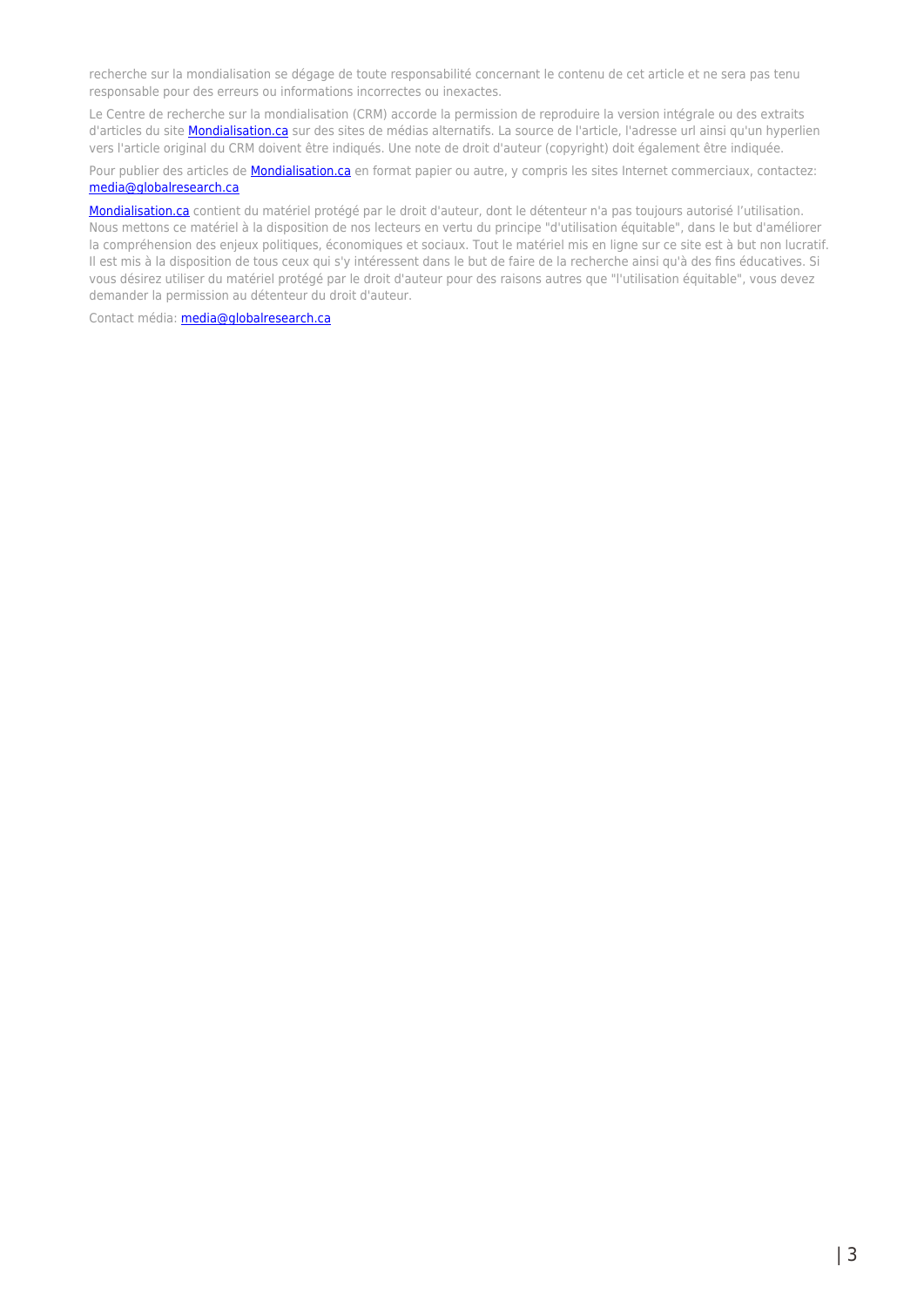recherche sur la mondialisation se dégage de toute responsabilité concernant le contenu de cet article et ne sera pas tenu responsable pour des erreurs ou informations incorrectes ou inexactes.

Le Centre de recherche sur la mondialisation (CRM) accorde la permission de reproduire la version intégrale ou des extraits d'articles du site Mondialisation.ca sur des sites de médias alternatifs. La source de l'article, l'adresse url ainsi qu'un hyperlien vers l'article original du CRM doivent être indiqués. Une note de droit d'auteur (copyright) doit également être indiquée.

Pour publier des articles de Mondialisation.ca en format papier ou autre, y compris les sites Internet commerciaux, contactez: media@globalresearch.ca

Mondialisation.ca contient du matériel protégé par le droit d'auteur, dont le détenteur n'a pas toujours autorisé l'utilisation. Nous mettons ce matériel à la disposition de nos lecteurs en vertu du principe "d'utilisation équitable", dans le but d'améliorer la compréhension des enjeux politiques, économiques et sociaux. Tout le matériel mis en ligne sur ce site est à but non lucratif. Il est mis à la disposition de tous ceux qui s'y intéressent dans le but de faire de la recherche ainsi qu'à des fins éducatives. Si vous désirez utiliser du matériel protégé par le droit d'auteur pour des raisons autres que "l'utilisation équitable", vous devez demander la permission au détenteur du droit d'auteur.

Contact média: media@globalresearch.ca